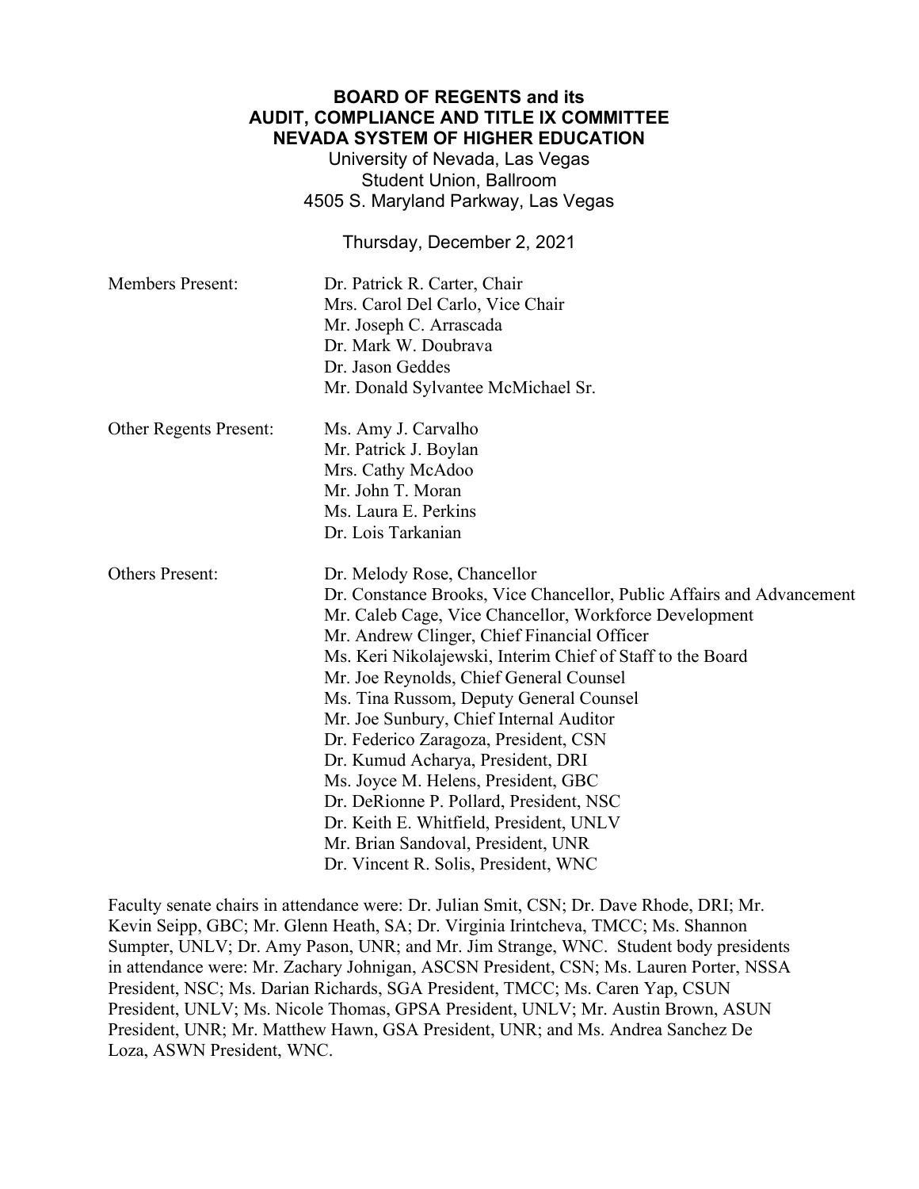**BOARD OF REGENTS and its**
**AUDIT, COMPLIANCE AND TITLE IX COMMITTEE**
**NEVADA SYSTEM OF HIGHER EDUCATION**

University of Nevada, Las Vegas
Student Union, Ballroom
4505 S. Maryland Parkway, Las Vegas

Thursday, December 2, 2021

| | |
|---|---|
| Members Present: | Dr. Patrick R. Carter, Chair<br>Mrs. Carol Del Carlo, Vice Chair<br>Mr. Joseph C. Arrascada<br>Dr. Mark W. Doubrava<br>Dr. Jason Geddes<br>Mr. Donald Sylvantee McMichael Sr. |
| Other Regents Present: | Ms. Amy J. Carvalho<br>Mr. Patrick J. Boylan<br>Mrs. Cathy McAdoo<br>Mr. John T. Moran<br>Ms. Laura E. Perkins<br>Dr. Lois Tarkanian |
| Others Present: | Dr. Melody Rose, Chancellor<br>Dr. Constance Brooks, Vice Chancellor, Public Affairs and Advancement<br>Mr. Caleb Cage, Vice Chancellor, Workforce Development<br>Mr. Andrew Clinger, Chief Financial Officer<br>Ms. Keri Nikolajewski, Interim Chief of Staff to the Board<br>Mr. Joe Reynolds, Chief General Counsel<br>Ms. Tina Russom, Deputy General Counsel<br>Mr. Joe Sunbury, Chief Internal Auditor<br>Dr. Federico Zaragoza, President, CSN<br>Dr. Kumud Acharya, President, DRI<br>Ms. Joyce M. Helens, President, GBC<br>Dr. DeRionne P. Pollard, President, NSC<br>Dr. Keith E. Whitfield, President, UNLV<br>Mr. Brian Sandoval, President, UNR<br>Dr. Vincent R. Solis, President, WNC |

Faculty senate chairs in attendance were: Dr. Julian Smit, CSN; Dr. Dave Rhode, DRI; Mr. Kevin Seipp, GBC; Mr. Glenn Heath, SA; Dr. Virginia Irintcheva, TMCC; Ms. Shannon Sumpter, UNLV; Dr. Amy Pason, UNR; and Mr. Jim Strange, WNC. Student body presidents in attendance were: Mr. Zachary Johnigan, ASCSN President, CSN; Ms. Lauren Porter, NSSA President, NSC; Ms. Darian Richards, SGA President, TMCC; Ms. Caren Yap, CSUN President, UNLV; Ms. Nicole Thomas, GPSA President, UNLV; Mr. Austin Brown, ASUN President, UNR; Mr. Matthew Hawn, GSA President, UNR; and Ms. Andrea Sanchez De Loza, ASWN President, WNC.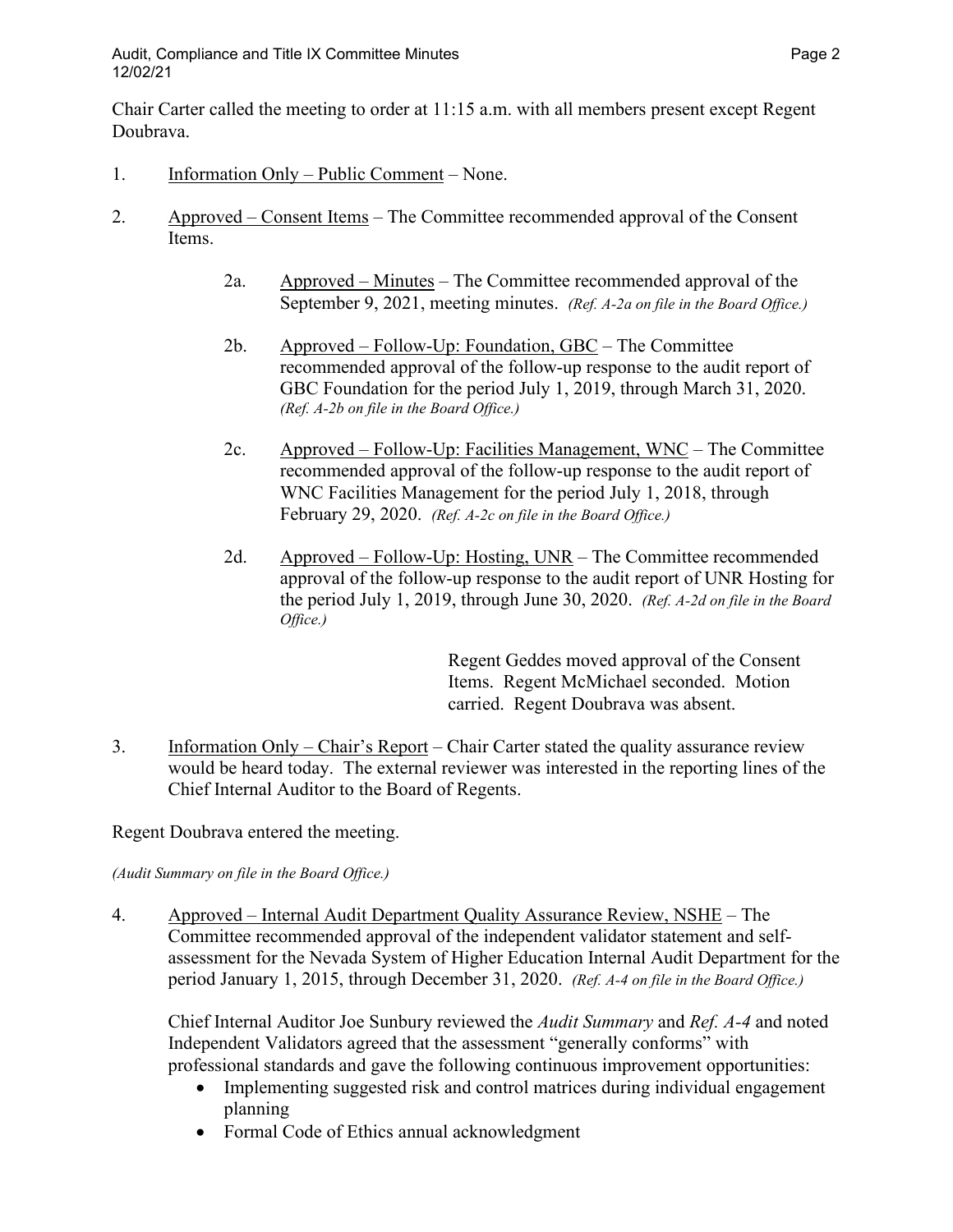Chair Carter called the meeting to order at 11:15 a.m. with all members present except Regent Doubrava.

1. Information Only – Public Comment – None.

2. Approved – Consent Items – The Committee recommended approval of the Consent Items.

   2a. Approved – Minutes – The Committee recommended approval of the September 9, 2021, meeting minutes. *(Ref. A-2a on file in the Board Office.)*

   2b. Approved – Follow-Up: Foundation, GBC – The Committee recommended approval of the follow-up response to the audit report of GBC Foundation for the period July 1, 2019, through March 31, 2020. *(Ref. A-2b on file in the Board Office.)*

   2c. Approved – Follow-Up: Facilities Management, WNC – The Committee recommended approval of the follow-up response to the audit report of WNC Facilities Management for the period July 1, 2018, through February 29, 2020. *(Ref. A-2c on file in the Board Office.)*

   2d. Approved – Follow-Up: Hosting, UNR – The Committee recommended approval of the follow-up response to the audit report of UNR Hosting for the period July 1, 2019, through June 30, 2020. *(Ref. A-2d on file in the Board Office.)*

   Regent Geddes moved approval of the Consent Items. Regent McMichael seconded. Motion carried. Regent Doubrava was absent.

3. Information Only – Chair's Report – Chair Carter stated the quality assurance review would be heard today. The external reviewer was interested in the reporting lines of the Chief Internal Auditor to the Board of Regents.

Regent Doubrava entered the meeting.

*(Audit Summary on file in the Board Office.)*

4. Approved – Internal Audit Department Quality Assurance Review, NSHE – The Committee recommended approval of the independent validator statement and self-assessment for the Nevada System of Higher Education Internal Audit Department for the period January 1, 2015, through December 31, 2020. *(Ref. A-4 on file in the Board Office.)*

   Chief Internal Auditor Joe Sunbury reviewed the *Audit Summary* and *Ref. A-4* and noted Independent Validators agreed that the assessment "generally conforms" with professional standards and gave the following continuous improvement opportunities:

   - Implementing suggested risk and control matrices during individual engagement planning
   - Formal Code of Ethics annual acknowledgment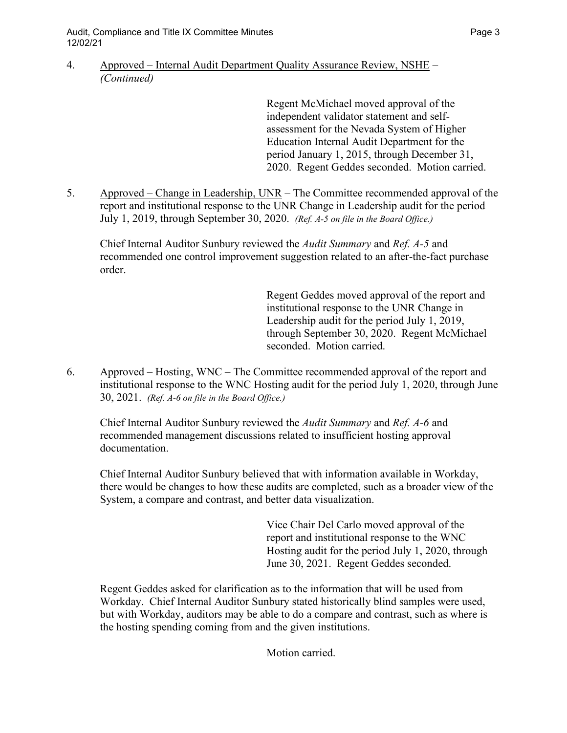4. Approved – Internal Audit Department Quality Assurance Review, NSHE – *(Continued)*

> Regent McMichael moved approval of the independent validator statement and self-assessment for the Nevada System of Higher Education Internal Audit Department for the period January 1, 2015, through December 31, 2020. Regent Geddes seconded. Motion carried.

5. Approved – Change in Leadership, UNR – The Committee recommended approval of the report and institutional response to the UNR Change in Leadership audit for the period July 1, 2019, through September 30, 2020. *(Ref. A-5 on file in the Board Office.)*

   Chief Internal Auditor Sunbury reviewed the *Audit Summary* and *Ref. A-5* and recommended one control improvement suggestion related to an after-the-fact purchase order.

> Regent Geddes moved approval of the report and institutional response to the UNR Change in Leadership audit for the period July 1, 2019, through September 30, 2020. Regent McMichael seconded. Motion carried.

6. Approved – Hosting, WNC – The Committee recommended approval of the report and institutional response to the WNC Hosting audit for the period July 1, 2020, through June 30, 2021. *(Ref. A-6 on file in the Board Office.)*

   Chief Internal Auditor Sunbury reviewed the *Audit Summary* and *Ref. A-6* and recommended management discussions related to insufficient hosting approval documentation.

   Chief Internal Auditor Sunbury believed that with information available in Workday, there would be changes to how these audits are completed, such as a broader view of the System, a compare and contrast, and better data visualization.

> Vice Chair Del Carlo moved approval of the report and institutional response to the WNC Hosting audit for the period July 1, 2020, through June 30, 2021. Regent Geddes seconded.

   Regent Geddes asked for clarification as to the information that will be used from Workday. Chief Internal Auditor Sunbury stated historically blind samples were used, but with Workday, auditors may be able to do a compare and contrast, such as where is the hosting spending coming from and the given institutions.

> Motion carried.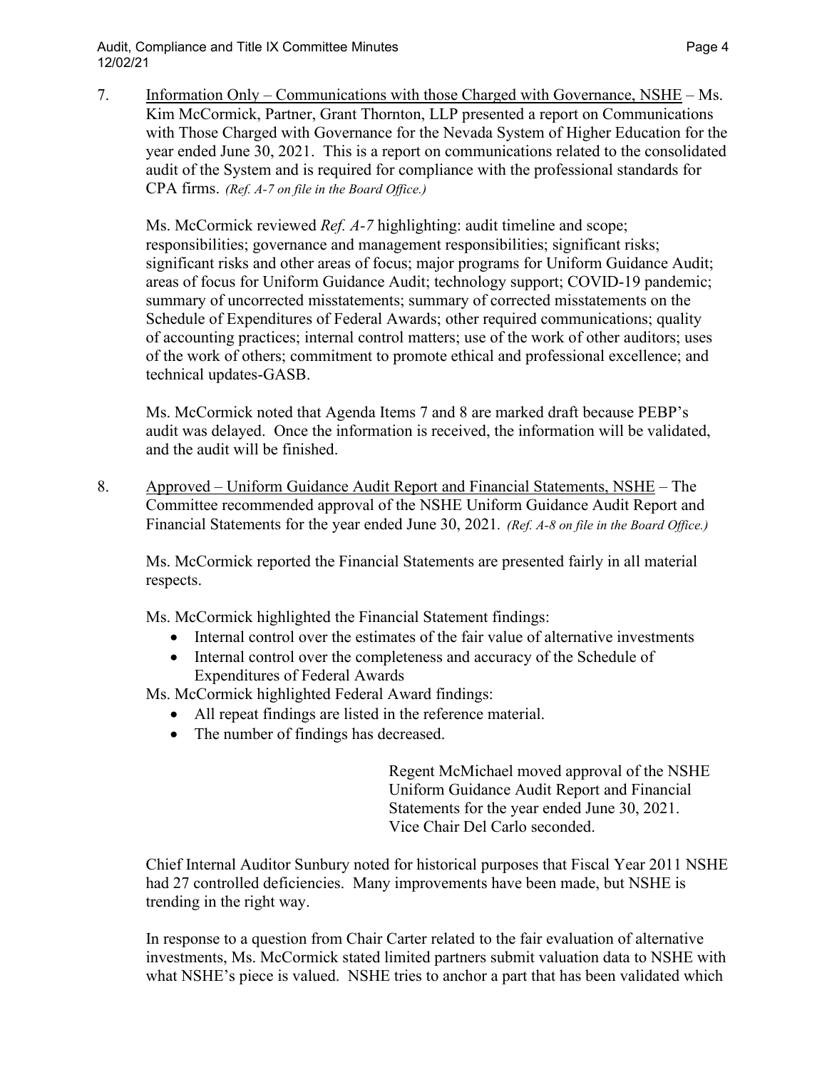7. Information Only – Communications with those Charged with Governance, NSHE – Ms. Kim McCormick, Partner, Grant Thornton, LLP presented a report on Communications with Those Charged with Governance for the Nevada System of Higher Education for the year ended June 30, 2021. This is a report on communications related to the consolidated audit of the System and is required for compliance with the professional standards for CPA firms. *(Ref. A-7 on file in the Board Office.)*

   Ms. McCormick reviewed *Ref. A-7* highlighting: audit timeline and scope; responsibilities; governance and management responsibilities; significant risks; significant risks and other areas of focus; major programs for Uniform Guidance Audit; areas of focus for Uniform Guidance Audit; technology support; COVID-19 pandemic; summary of uncorrected misstatements; summary of corrected misstatements on the Schedule of Expenditures of Federal Awards; other required communications; quality of accounting practices; internal control matters; use of the work of other auditors; uses of the work of others; commitment to promote ethical and professional excellence; and technical updates-GASB.

   Ms. McCormick noted that Agenda Items 7 and 8 are marked draft because PEBP's audit was delayed. Once the information is received, the information will be validated, and the audit will be finished.

8. Approved – Uniform Guidance Audit Report and Financial Statements, NSHE – The Committee recommended approval of the NSHE Uniform Guidance Audit Report and Financial Statements for the year ended June 30, 2021. *(Ref. A-8 on file in the Board Office.)*

   Ms. McCormick reported the Financial Statements are presented fairly in all material respects.

   Ms. McCormick highlighted the Financial Statement findings:
   - Internal control over the estimates of the fair value of alternative investments
   - Internal control over the completeness and accuracy of the Schedule of Expenditures of Federal Awards

   Ms. McCormick highlighted Federal Award findings:
   - All repeat findings are listed in the reference material.
   - The number of findings has decreased.

   > Regent McMichael moved approval of the NSHE Uniform Guidance Audit Report and Financial Statements for the year ended June 30, 2021. Vice Chair Del Carlo seconded.

   Chief Internal Auditor Sunbury noted for historical purposes that Fiscal Year 2011 NSHE had 27 controlled deficiencies. Many improvements have been made, but NSHE is trending in the right way.

   In response to a question from Chair Carter related to the fair evaluation of alternative investments, Ms. McCormick stated limited partners submit valuation data to NSHE with what NSHE's piece is valued. NSHE tries to anchor a part that has been validated which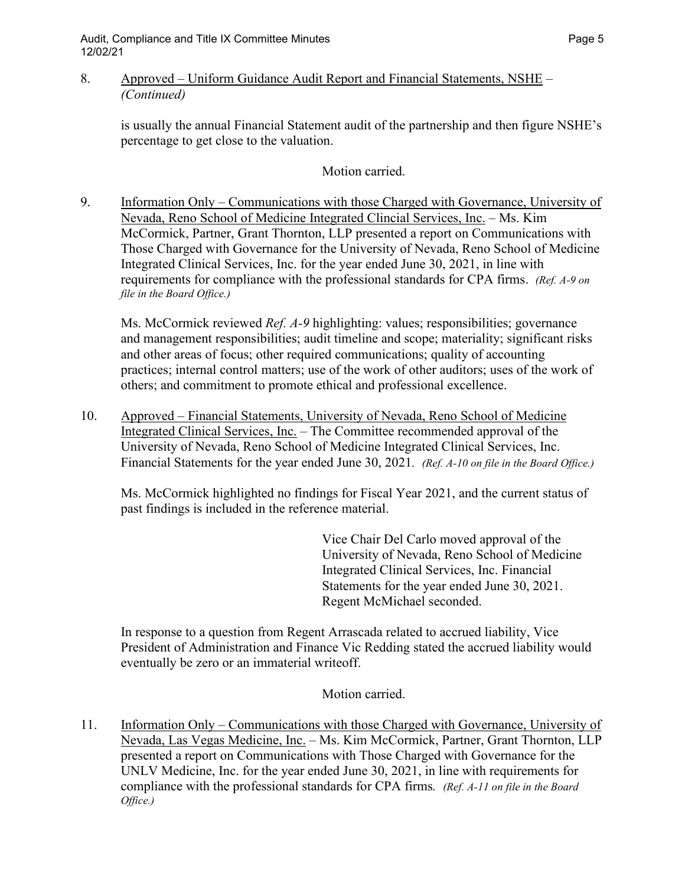8. Approved – Uniform Guidance Audit Report and Financial Statements, NSHE – *(Continued)*

is usually the annual Financial Statement audit of the partnership and then figure NSHE's percentage to get close to the valuation.

Motion carried.

9. Information Only – Communications with those Charged with Governance, University of Nevada, Reno School of Medicine Integrated Clincial Services, Inc. – Ms. Kim McCormick, Partner, Grant Thornton, LLP presented a report on Communications with Those Charged with Governance for the University of Nevada, Reno School of Medicine Integrated Clinical Services, Inc. for the year ended June 30, 2021, in line with requirements for compliance with the professional standards for CPA firms. *(Ref. A-9 on file in the Board Office.)*

Ms. McCormick reviewed *Ref. A-9* highlighting: values; responsibilities; governance and management responsibilities; audit timeline and scope; materiality; significant risks and other areas of focus; other required communications; quality of accounting practices; internal control matters; use of the work of other auditors; uses of the work of others; and commitment to promote ethical and professional excellence.

10. Approved – Financial Statements, University of Nevada, Reno School of Medicine Integrated Clinical Services, Inc. – The Committee recommended approval of the University of Nevada, Reno School of Medicine Integrated Clinical Services, Inc. Financial Statements for the year ended June 30, 2021. *(Ref. A-10 on file in the Board Office.)*

Ms. McCormick highlighted no findings for Fiscal Year 2021, and the current status of past findings is included in the reference material.

Vice Chair Del Carlo moved approval of the University of Nevada, Reno School of Medicine Integrated Clinical Services, Inc. Financial Statements for the year ended June 30, 2021. Regent McMichael seconded.

In response to a question from Regent Arrascada related to accrued liability, Vice President of Administration and Finance Vic Redding stated the accrued liability would eventually be zero or an immaterial writeoff.

Motion carried.

11. Information Only – Communications with those Charged with Governance, University of Nevada, Las Vegas Medicine, Inc. – Ms. Kim McCormick, Partner, Grant Thornton, LLP presented a report on Communications with Those Charged with Governance for the UNLV Medicine, Inc. for the year ended June 30, 2021, in line with requirements for compliance with the professional standards for CPA firms. *(Ref. A-11 on file in the Board Office.)*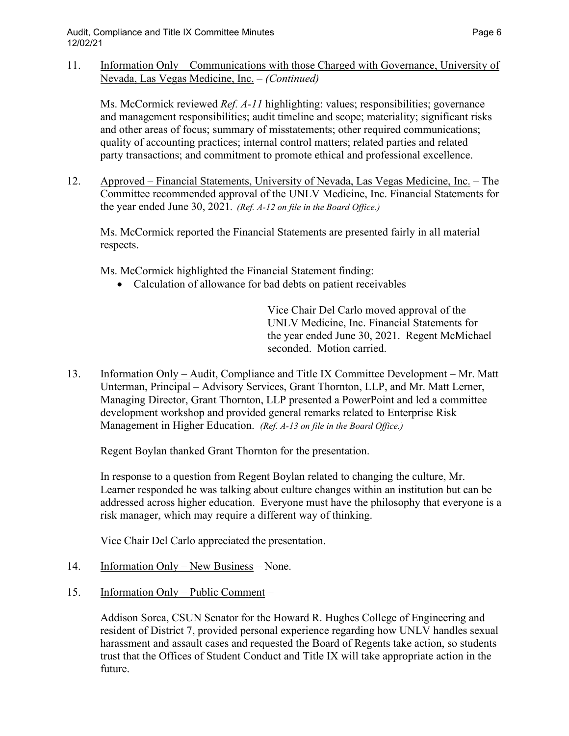11. <u>Information Only – Communications with those Charged with Governance, University of Nevada, Las Vegas Medicine, Inc.</u> – *(Continued)*

    Ms. McCormick reviewed *Ref. A-11* highlighting: values; responsibilities; governance and management responsibilities; audit timeline and scope; materiality; significant risks and other areas of focus; summary of misstatements; other required communications; quality of accounting practices; internal control matters; related parties and related party transactions; and commitment to promote ethical and professional excellence.

12. <u>Approved – Financial Statements, University of Nevada, Las Vegas Medicine, Inc.</u> – The Committee recommended approval of the UNLV Medicine, Inc. Financial Statements for the year ended June 30, 2021. *(Ref. A-12 on file in the Board Office.)*

    Ms. McCormick reported the Financial Statements are presented fairly in all material respects.

    Ms. McCormick highlighted the Financial Statement finding:
    - Calculation of allowance for bad debts on patient receivables

    Vice Chair Del Carlo moved approval of the UNLV Medicine, Inc. Financial Statements for the year ended June 30, 2021. Regent McMichael seconded. Motion carried.

13. <u>Information Only – Audit, Compliance and Title IX Committee Development</u> – Mr. Matt Unterman, Principal – Advisory Services, Grant Thornton, LLP, and Mr. Matt Lerner, Managing Director, Grant Thornton, LLP presented a PowerPoint and led a committee development workshop and provided general remarks related to Enterprise Risk Management in Higher Education. *(Ref. A-13 on file in the Board Office.)*

    Regent Boylan thanked Grant Thornton for the presentation.

    In response to a question from Regent Boylan related to changing the culture, Mr. Learner responded he was talking about culture changes within an institution but can be addressed across higher education. Everyone must have the philosophy that everyone is a risk manager, which may require a different way of thinking.

    Vice Chair Del Carlo appreciated the presentation.

14. <u>Information Only – New Business</u> – None.

15. <u>Information Only – Public Comment</u> –

    Addison Sorca, CSUN Senator for the Howard R. Hughes College of Engineering and resident of District 7, provided personal experience regarding how UNLV handles sexual harassment and assault cases and requested the Board of Regents take action, so students trust that the Offices of Student Conduct and Title IX will take appropriate action in the future.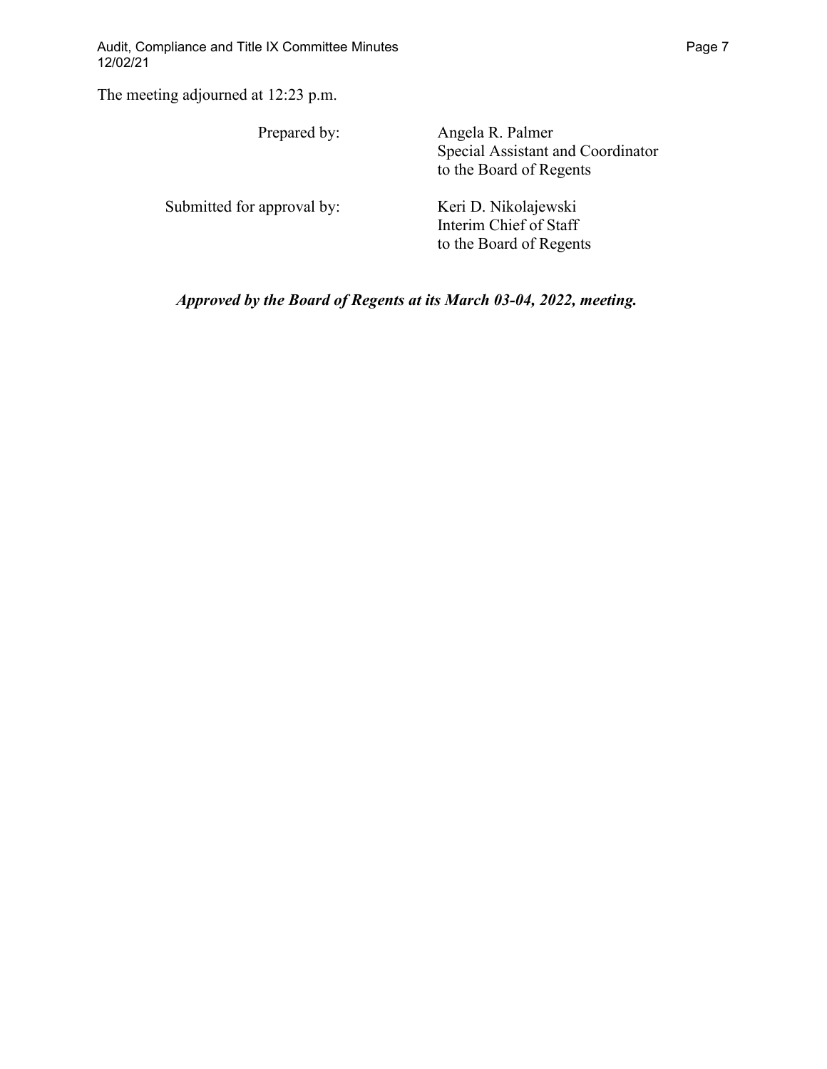The meeting adjourned at 12:23 p.m.

Prepared by: Angela R. Palmer
Special Assistant and Coordinator
to the Board of Regents

Submitted for approval by: Keri D. Nikolajewski
Interim Chief of Staff
to the Board of Regents

***Approved by the Board of Regents at its March 03-04, 2022, meeting.***